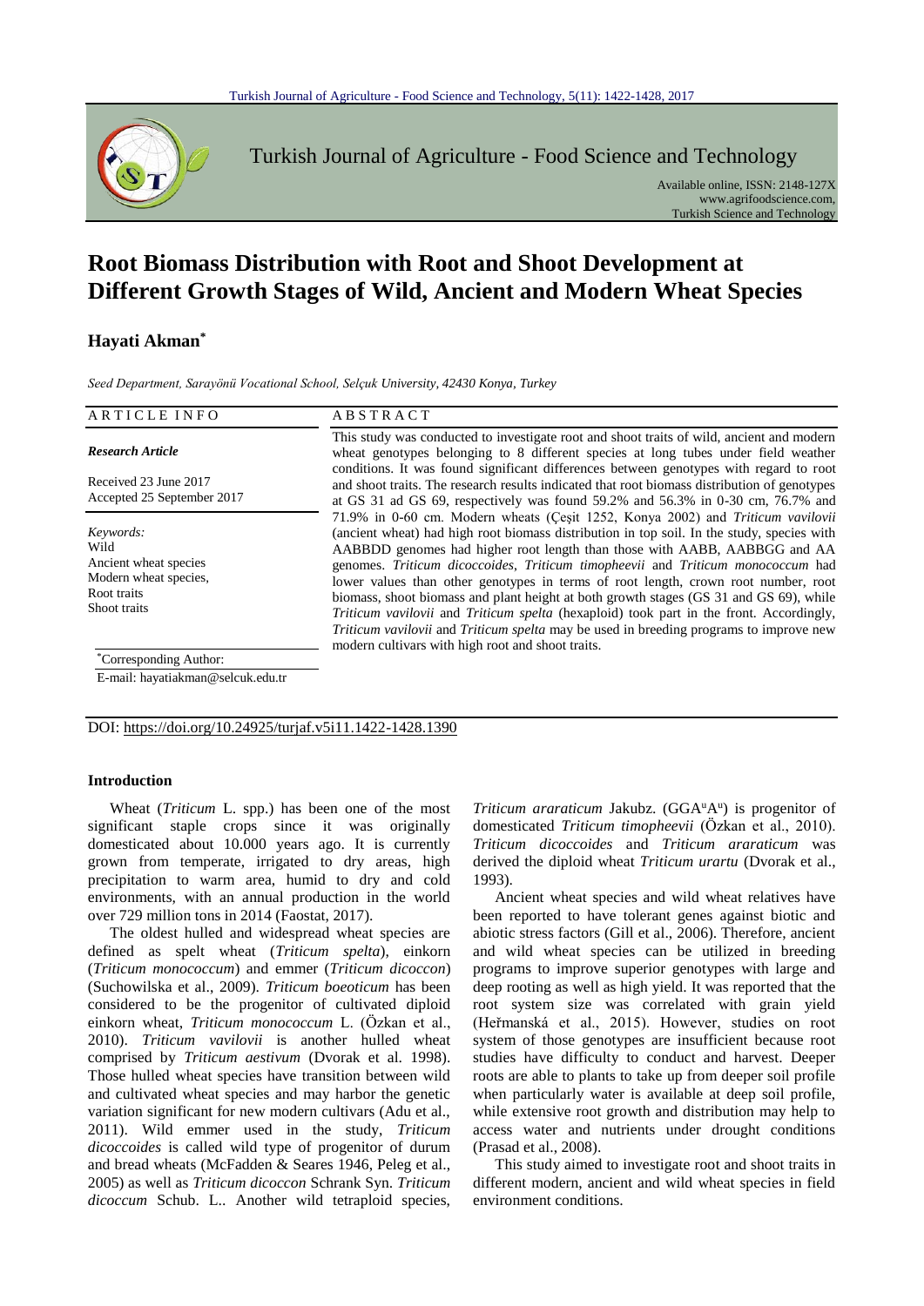# Root Biomass Distribution with Root and Shoot Development at Different Growth Stages of Wild, Ancient and Modern Wheat Species

## Hayati Akman*

*Seed Department, Sarayönü Vocational School, Selçuk University, 42430 Konya, Turkey*

| ARTICLE INFO | ABSTRACT |
|---|---|
| ***Research Article***<br><br>Received 23 June 2017<br>Accepted 25 September 2017<br><br>*Keywords:*<br>Wild<br>Ancient wheat species<br>Modern wheat species,<br>Root traits<br>Shoot traits<br><br>*Corresponding Author:<br>E-mail: hayatiakman@selcuk.edu.tr | This study was conducted to investigate root and shoot traits of wild, ancient and modern wheat genotypes belonging to 8 different species at long tubes under field weather conditions. It was found significant differences between genotypes with regard to root and shoot traits. The research results indicated that root biomass distribution of genotypes at GS 31 ad GS 69, respectively was found 59.2% and 56.3% in 0-30 cm, 76.7% and 71.9% in 0-60 cm. Modern wheats (Çeşit 1252, Konya 2002) and *Triticum vavilovii* (ancient wheat) had high root biomass distribution in top soil. In the study, species with AABBDD genomes had higher root length than those with AABB, AABBGG and AA genomes. *Triticum dicoccoides*, *Triticum timopheevii* and *Triticum monococcum* had lower values than other genotypes in terms of root length, crown root number, root biomass, shoot biomass and plant height at both growth stages (GS 31 and GS 69), while *Triticum vavilovii* and *Triticum spelta* (hexaploid) took part in the front. Accordingly, *Triticum vavilovii* and *Triticum spelta* may be used in breeding programs to improve new modern cultivars with high root and shoot traits. |

DOI: https://doi.org/10.24925/turjaf.v5i11.1422-1428.1390

### Introduction

Wheat (*Triticum* L. spp.) has been one of the most significant staple crops since it was originally domesticated about 10.000 years ago. It is currently grown from temperate, irrigated to dry areas, high precipitation to warm area, humid to dry and cold environments, with an annual production in the world over 729 million tons in 2014 (Faostat, 2017).

The oldest hulled and widespread wheat species are defined as spelt wheat (*Triticum spelta*), einkorn (*Triticum monococcum*) and emmer (*Triticum dicoccon*) (Suchowilska et al., 2009). *Triticum boeoticum* has been considered to be the progenitor of cultivated diploid einkorn wheat, *Triticum monococcum* L. (Özkan et al., 2010). *Triticum vavilovii* is another hulled wheat comprised by *Triticum aestivum* (Dvorak et al. 1998). Those hulled wheat species have transition between wild and cultivated wheat species and may harbor the genetic variation significant for new modern cultivars (Adu et al., 2011). Wild emmer used in the study, *Triticum dicoccoides* is called wild type of progenitor of durum and bread wheats (McFadden & Seares 1946, Peleg et al., 2005) as well as *Triticum dicoccon* Schrank Syn. *Triticum dicoccum* Schub. L.. Another wild tetraploid species, *Triticum araraticum* Jakubz. ($GGA^uA^u$) is progenitor of domesticated *Triticum timopheevii* (Özkan et al., 2010). *Triticum dicoccoides* and *Triticum araraticum* was derived the diploid wheat *Triticum urartu* (Dvorak et al., 1993).

Ancient wheat species and wild wheat relatives have been reported to have tolerant genes against biotic and abiotic stress factors (Gill et al., 2006). Therefore, ancient and wild wheat species can be utilized in breeding programs to improve superior genotypes with large and deep rooting as well as high yield. It was reported that the root system size was correlated with grain yield (Heřmanská et al., 2015). However, studies on root system of those genotypes are insufficient because root studies have difficulty to conduct and harvest. Deeper roots are able to plants to take up from deeper soil profile when particularly water is available at deep soil profile, while extensive root growth and distribution may help to access water and nutrients under drought conditions (Prasad et al., 2008).

This study aimed to investigate root and shoot traits in different modern, ancient and wild wheat species in field environment conditions.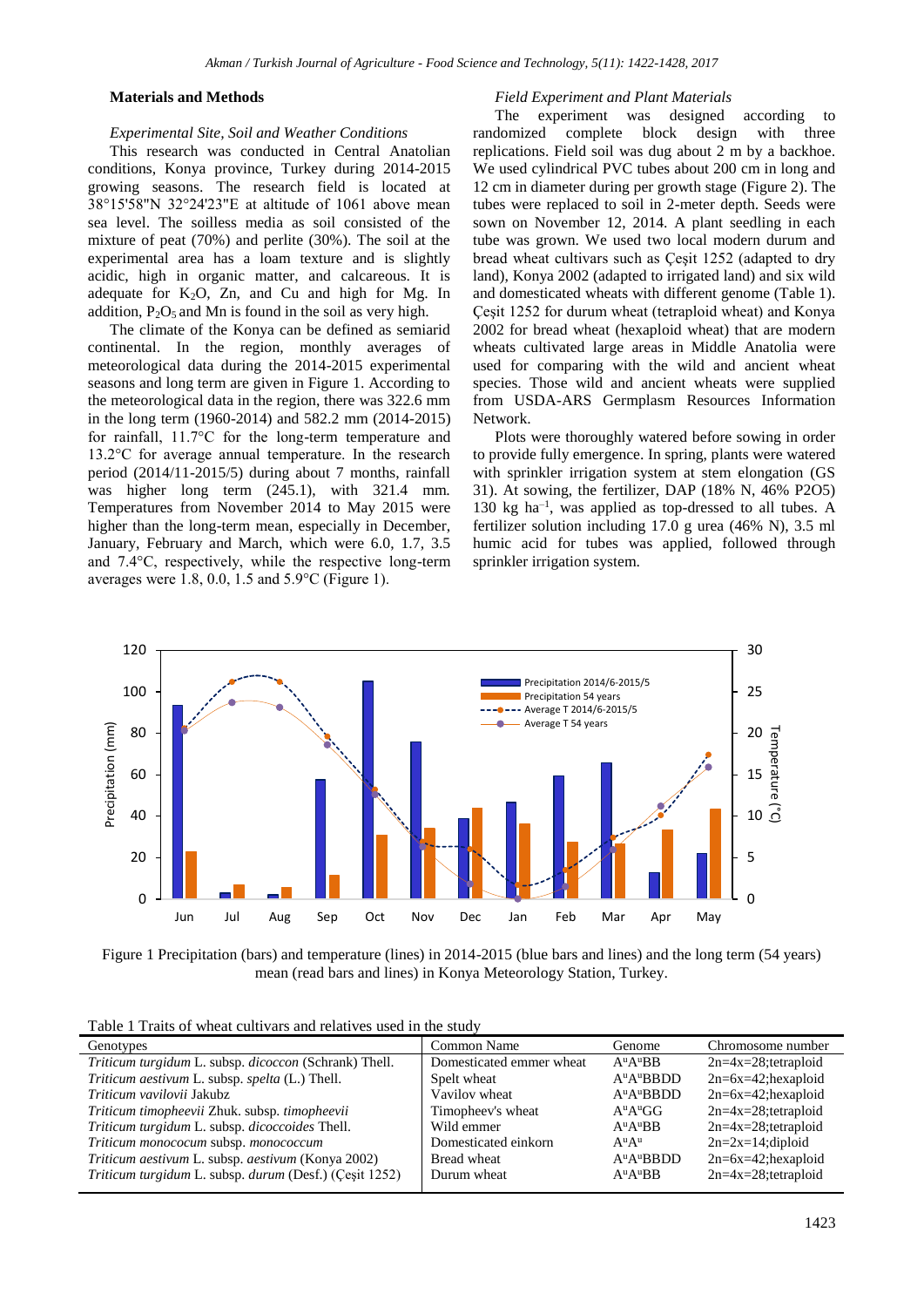## Materials and Methods

### *Experimental Site, Soil and Weather Conditions*

This research was conducted in Central Anatolian conditions, Konya province, Turkey during 2014-2015 growing seasons. The research field is located at 38°15'58"N 32°24'23"E at altitude of 1061 above mean sea level. The soilless media as soil consisted of the mixture of peat (70%) and perlite (30%). The soil at the experimental area has a loam texture and is slightly acidic, high in organic matter, and calcareous. It is adequate for $K_2O$, Zn, and Cu and high for Mg. In addition, $P_2O_5$ and Mn is found in the soil as very high.

The climate of the Konya can be defined as semiarid continental. In the region, monthly averages of meteorological data during the 2014-2015 experimental seasons and long term are given in Figure 1. According to the meteorological data in the region, there was 322.6 mm in the long term (1960-2014) and 582.2 mm (2014-2015) for rainfall, 11.7°C for the long-term temperature and 13.2°C for average annual temperature. In the research period (2014/11-2015/5) during about 7 months, rainfall was higher long term (245.1), with 321.4 mm. Temperatures from November 2014 to May 2015 were higher than the long-term mean, especially in December, January, February and March, which were 6.0, 1.7, 3.5 and 7.4°C, respectively, while the respective long-term averages were 1.8, 0.0, 1.5 and 5.9°C (Figure 1).

### *Field Experiment and Plant Materials*

The experiment was designed according to randomized complete block design with three replications. Field soil was dug about 2 m by a backhoe. We used cylindrical PVC tubes about 200 cm in long and 12 cm in diameter during per growth stage (Figure 2). The tubes were replaced to soil in 2-meter depth. Seeds were sown on November 12, 2014. A plant seedling in each tube was grown. We used two local modern durum and bread wheat cultivars such as Çeşit 1252 (adapted to dry land), Konya 2002 (adapted to irrigated land) and six wild and domesticated wheats with different genome (Table 1). Çeşit 1252 for durum wheat (tetraploid wheat) and Konya 2002 for bread wheat (hexaploid wheat) that are modern wheats cultivated large areas in Middle Anatolia were used for comparing with the wild and ancient wheat species. Those wild and ancient wheats were supplied from USDA-ARS Germplasm Resources Information Network.

Plots were thoroughly watered before sowing in order to provide fully emergence. In spring, plants were watered with sprinkler irrigation system at stem elongation (GS 31). At sowing, the fertilizer, DAP (18% N, 46% P2O5) 130 kg $ha^{-1}$, was applied as top-dressed to all tubes. A fertilizer solution including 17.0 g urea (46% N), 3.5 ml humic acid for tubes was applied, followed through sprinkler irrigation system.

Figure 1 Precipitation (bars) and temperature (lines) in 2014-2015 (blue bars and lines) and the long term (54 years) mean (read bars and lines) in Konya Meteorology Station, Turkey.

Table 1 Traits of wheat cultivars and relatives used in the study

| Genotypes | Common Name | Genome | Chromosome number |
|---|---|---|---|
| *Triticum turgidum* L. subsp. *dicoccon* (Schrank) Thell. | Domesticated emmer wheat | $A^uA^uBB$ | 2n=4x=28;tetraploid |
| *Triticum aestivum* L. subsp. *spelta* (L.) Thell. | Spelt wheat | $A^uA^uBBDD$ | 2n=6x=42;hexaploid |
| *Triticum vavilovii* Jakubz | Vavilov wheat | $A^uA^uBBDD$ | 2n=6x=42;hexaploid |
| *Triticum timopheevii* Zhuk. subsp. *timopheevii* | Timopheev's wheat | $A^uA^uGG$ | 2n=4x=28;tetraploid |
| *Triticum turgidum* L. subsp. *dicoccoides* Thell. | Wild emmer | $A^uA^uBB$ | 2n=4x=28;tetraploid |
| *Triticum monococum* subsp. *monococcum* | Domesticated einkorn | $A^uA^u$ | 2n=2x=14;diploid |
| *Triticum aestivum* L. subsp. *aestivum* (Konya 2002) | Bread wheat | $A^uA^uBBDD$ | 2n=6x=42;hexaploid |
| *Triticum turgidum* L. subsp. *durum* (Desf.) (Çeşit 1252) | Durum wheat | $A^uA^uBB$ | 2n=4x=28;tetraploid |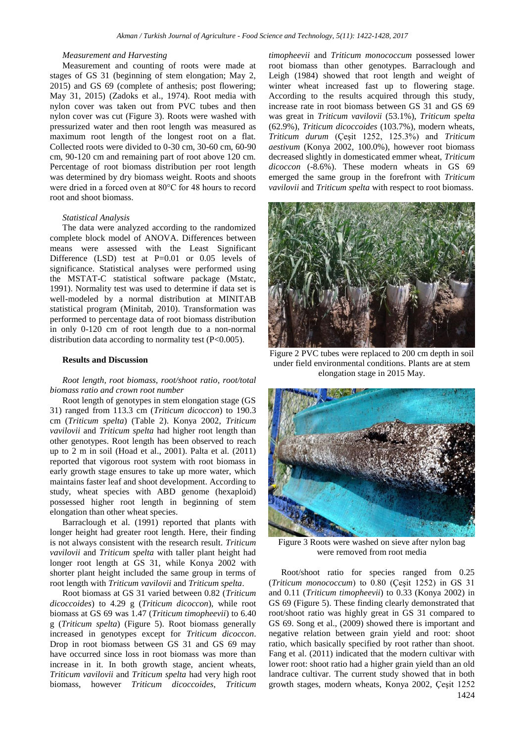*Measurement and Harvesting*

Measurement and counting of roots were made at stages of GS 31 (beginning of stem elongation; May 2, 2015) and GS 69 (complete of anthesis; post flowering; May 31, 2015) (Zadoks et al., 1974). Root media with nylon cover was taken out from PVC tubes and then nylon cover was cut (Figure 3). Roots were washed with pressurized water and then root length was measured as maximum root length of the longest root on a flat. Collected roots were divided to 0-30 cm, 30-60 cm, 60-90 cm, 90-120 cm and remaining part of root above 120 cm. Percentage of root biomass distribution per root length was determined by dry biomass weight. Roots and shoots were dried in a forced oven at 80°C for 48 hours to record root and shoot biomass.

*Statistical Analysis*

The data were analyzed according to the randomized complete block model of ANOVA. Differences between means were assessed with the Least Significant Difference (LSD) test at P=0.01 or 0.05 levels of significance. Statistical analyses were performed using the MSTAT-C statistical software package (Mstatc, 1991). Normality test was used to determine if data set is well-modeled by a normal distribution at MINITAB statistical program (Minitab, 2010). Transformation was performed to percentage data of root biomass distribution in only 0-120 cm of root length due to a non-normal distribution data according to normality test ($P<0.005$).

## Results and Discussion

*Root length, root biomass, root/shoot ratio, root/total biomass ratio and crown root number*

Root length of genotypes in stem elongation stage (GS 31) ranged from 113.3 cm (*Triticum dicoccon*) to 190.3 cm (*Triticum spelta*) (Table 2). Konya 2002, *Triticum vavilovii* and *Triticum spelta* had higher root length than other genotypes. Root length has been observed to reach up to 2 m in soil (Hoad et al., 2001). Palta et al. (2011) reported that vigorous root system with root biomass in early growth stage ensures to take up more water, which maintains faster leaf and shoot development. According to study, wheat species with ABD genome (hexaploid) possessed higher root length in beginning of stem elongation than other wheat species.

Barraclough et al. (1991) reported that plants with longer height had greater root length. Here, their finding is not always consistent with the research result. *Triticum vavilovii* and *Triticum spelta* with taller plant height had longer root length at GS 31, while Konya 2002 with shorter plant height included the same group in terms of root length with *Triticum vavilovii* and *Triticum spelta*.

Root biomass at GS 31 varied between 0.82 (*Triticum dicoccoides*) to 4.29 g (*Triticum dicoccon*), while root biomass at GS 69 was 1.47 (*Triticum timopheevii*) to 6.40 g (*Triticum spelta*) (Figure 5). Root biomass generally increased in genotypes except for *Triticum dicoccon*. Drop in root biomass between GS 31 and GS 69 may have occurred since loss in root biomass was more than increase in it. In both growth stage, ancient wheats, *Triticum vavilovii* and *Triticum spelta* had very high root biomass, however *Triticum dicoccoides*, *Triticum timopheevii* and *Triticum monococcum* possessed lower root biomass than other genotypes. Barraclough and Leigh (1984) showed that root length and weight of winter wheat increased fast up to flowering stage. According to the results acquired through this study, increase rate in root biomass between GS 31 and GS 69 was great in *Triticum vavilovii* (53.1%), *Triticum spelta* (62.9%), *Triticum dicoccoides* (103.7%), modern wheats, *Triticum durum* (Çeşit 1252, 125.3%) and *Triticum aestivum* (Konya 2002, 100.0%), however root biomass decreased slightly in domesticated emmer wheat, *Triticum dicoccon* (-8.6%). These modern wheats in GS 69 emerged the same group in the forefront with *Triticum vavilovii* and *Triticum spelta* with respect to root biomass.

Figure 2 PVC tubes were replaced to 200 cm depth in soil under field environmental conditions. Plants are at stem elongation stage in 2015 May.

Figure 3 Roots were washed on sieve after nylon bag were removed from root media

Root/shoot ratio for species ranged from 0.25 (*Triticum monococcum*) to 0.80 (Çeşit 1252) in GS 31 and 0.11 (*Triticum timopheevii*) to 0.33 (Konya 2002) in GS 69 (Figure 5). These finding clearly demonstrated that root/shoot ratio was highly great in GS 31 compared to GS 69. Song et al., (2009) showed there is important and negative relation between grain yield and root: shoot ratio, which basically specified by root rather than shoot. Fang et al. (2011) indicated that the modern cultivar with lower root: shoot ratio had a higher grain yield than an old landrace cultivar. The current study showed that in both growth stages, modern wheats, Konya 2002, Çeşit 1252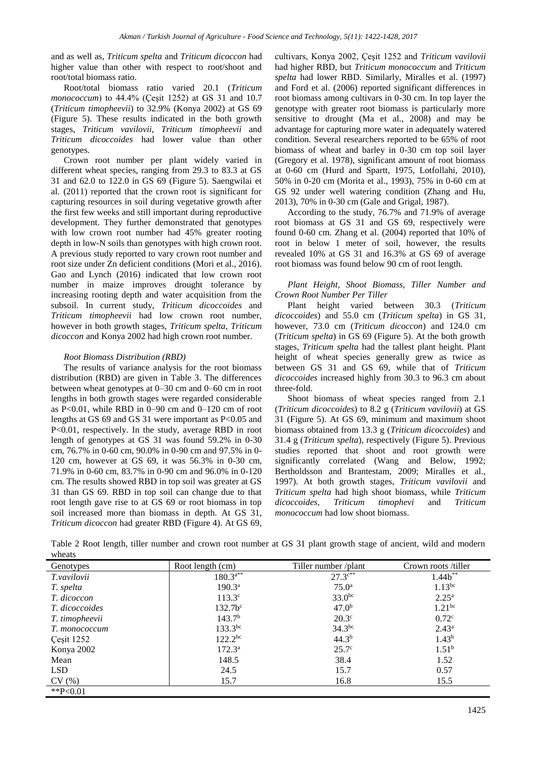and as well as, *Triticum spelta* and *Triticum dicoccon* had higher value than other with respect to root/shoot and root/total biomass ratio.

Root/total biomass ratio varied 20.1 (*Triticum monococcum*) to 44.4% (Çeşit 1252) at GS 31 and 10.7 (*Triticum timopheevii*) to 32.9% (Konya 2002) at GS 69 (Figure 5). These results indicated in the both growth stages, *Triticum vavilovii*, *Triticum timopheevii* and *Triticum dicoccoides* had lower value than other genotypes.

Crown root number per plant widely varied in different wheat species, ranging from 29.3 to 83.3 at GS 31 and 62.0 to 122.0 in GS 69 (Figure 5). Saengwilai et al. (2011) reported that the crown root is significant for capturing resources in soil during vegetative growth after the first few weeks and still important during reproductive development. They further demonstrated that genotypes with low crown root number had 45% greater rooting depth in low-N soils than genotypes with high crown root. A previous study reported to vary crown root number and root size under Zn deficient conditions (Mori et al., 2016). Gao and Lynch (2016) indicated that low crown root number in maize improves drought tolerance by increasing rooting depth and water acquisition from the subsoil. In current study, *Triticum dicoccoides* and *Triticum timopheevii* had low crown root number, however in both growth stages, *Triticum spelta*, *Triticum dicoccon* and Konya 2002 had high crown root number.

### *Root Biomass Distribution (RBD)*

The results of variance analysis for the root biomass distribution (RBD) are given in Table 3. The differences between wheat genotypes at 0–30 cm and 0–60 cm in root lengths in both growth stages were regarded considerable as $P<0.01$, while RBD in 0–90 cm and 0–120 cm of root lengths at GS 69 and GS 31 were important as $P<0.05$ and $P<0.01$, respectively. In the study, average RBD in root length of genotypes at GS 31 was found 59.2% in 0-30 cm, 76.7% in 0-60 cm, 90.0% in 0-90 cm and 97.5% in 0-120 cm, however at GS 69, it was 56.3% in 0-30 cm, 71.9% in 0-60 cm, 83.7% in 0-90 cm and 96.0% in 0-120 cm. The results showed RBD in top soil was greater at GS 31 than GS 69. RBD in top soil can change due to that root length gave rise to at GS 69 or root biomass in top soil increased more than biomass in depth. At GS 31, *Triticum dicoccon* had greater RBD (Figure 4). At GS 69, cultivars, Konya 2002, Çeşit 1252 and *Triticum vavilovii* had higher RBD, but *Triticum monococcum* and *Triticum spelta* had lower RBD. Similarly, Miralles et al. (1997) and Ford et al. (2006) reported significant differences in root biomass among cultivars in 0-30 cm. In top layer the genotype with greater root biomass is particularly more sensitive to drought (Ma et al., 2008) and may be advantage for capturing more water in adequately watered condition. Several researchers reported to be 65% of root biomass of wheat and barley in 0-30 cm top soil layer (Gregory et al. 1978), significant amount of root biomass at 0-60 cm (Hurd and Spartt, 1975, Lotfollahi, 2010), 50% in 0-20 cm (Morita et al., 1993), 75% in 0-60 cm at GS 92 under well watering condition (Zhang and Hu, 2013), 70% in 0-30 cm (Gale and Grigal, 1987).

According to the study, 76.7% and 71.9% of average root biomass at GS 31 and GS 69, respectively were found 0-60 cm. Zhang et al. (2004) reported that 10% of root in below 1 meter of soil, however, the results revealed 10% at GS 31 and 16.3% at GS 69 of average root biomass was found below 90 cm of root length.

### *Plant Height, Shoot Biomass, Tiller Number and Crown Root Number Per Tiller*

Plant height varied between 30.3 (*Triticum dicoccoides*) and 55.0 cm (*Triticum spelta*) in GS 31, however, 73.0 cm (*Triticum dicoccon*) and 124.0 cm (*Triticum spelta*) in GS 69 (Figure 5). At the both growth stages, *Triticum spelta* had the tallest plant height. Plant height of wheat species generally grew as twice as between GS 31 and GS 69, while that of *Triticum dicoccoides* increased highly from 30.3 to 96.3 cm about three-fold.

Shoot biomass of wheat species ranged from 2.1 (*Triticum dicoccoides*) to 8.2 g (*Triticum vavilovii*) at GS 31 (Figure 5). At GS 69, minimum and maximum shoot biomass obtained from 13.3 g (*Triticum dicoccoides*) and 31.4 g (*Triticum spelta*), respectively (Figure 5). Previous studies reported that shoot and root growth were significantly correlated (Wang and Below, 1992; Bertholdsson and Brantestam, 2009; Miralles et al., 1997). At both growth stages, *Triticum vavilovii* and *Triticum spelta* had high shoot biomass, while *Triticum dicoccoides*, *Triticum timophevi* and *Triticum monococcum* had low shoot biomass.

Table 2 Root length, tiller number and crown root number at GS 31 plant growth stage of ancient, wild and modern wheats

| Genotypes | Root length (cm) | Tiller number /plant | Crown roots /tiller |
|---|---|---|---|
| *T.vavilovii* | 180.3$^{a**}$ | 27.3$^{c**}$ | 1.44$^{b**}$ |
| *T. spelta* | 190.3$^{a}$ | 75.0$^{a}$ | 1.13$^{bc}$ |
| *T. dicoccon* | 113.3$^{c}$ | 33.0$^{bc}$ | 2.25$^{a}$ |
| *T. dicoccoides* | 132.7b$^{c}$ | 47.0$^{b}$ | 1.21$^{bc}$ |
| *T. timopheevii* | 143.7$^{b}$ | 20.3$^{c}$ | 0.72$^{c}$ |
| *T. monococcum* | 133.3$^{bc}$ | 34.3$^{bc}$ | 2.43$^{a}$ |
| Çeşit 1252 | 122.2$^{bc}$ | 44.3$^{b}$ | 1.43$^{b}$ |
| Konya 2002 | 172.3$^{a}$ | 25.7$^{c}$ | 1.51$^{b}$ |
| Mean | 148.5 | 38.4 | 1.52 |
| LSD | 24.5 | 15.7 | 0.57 |
| CV (%) | 15.7 | 16.8 | 15.5 |

**$P<0.01$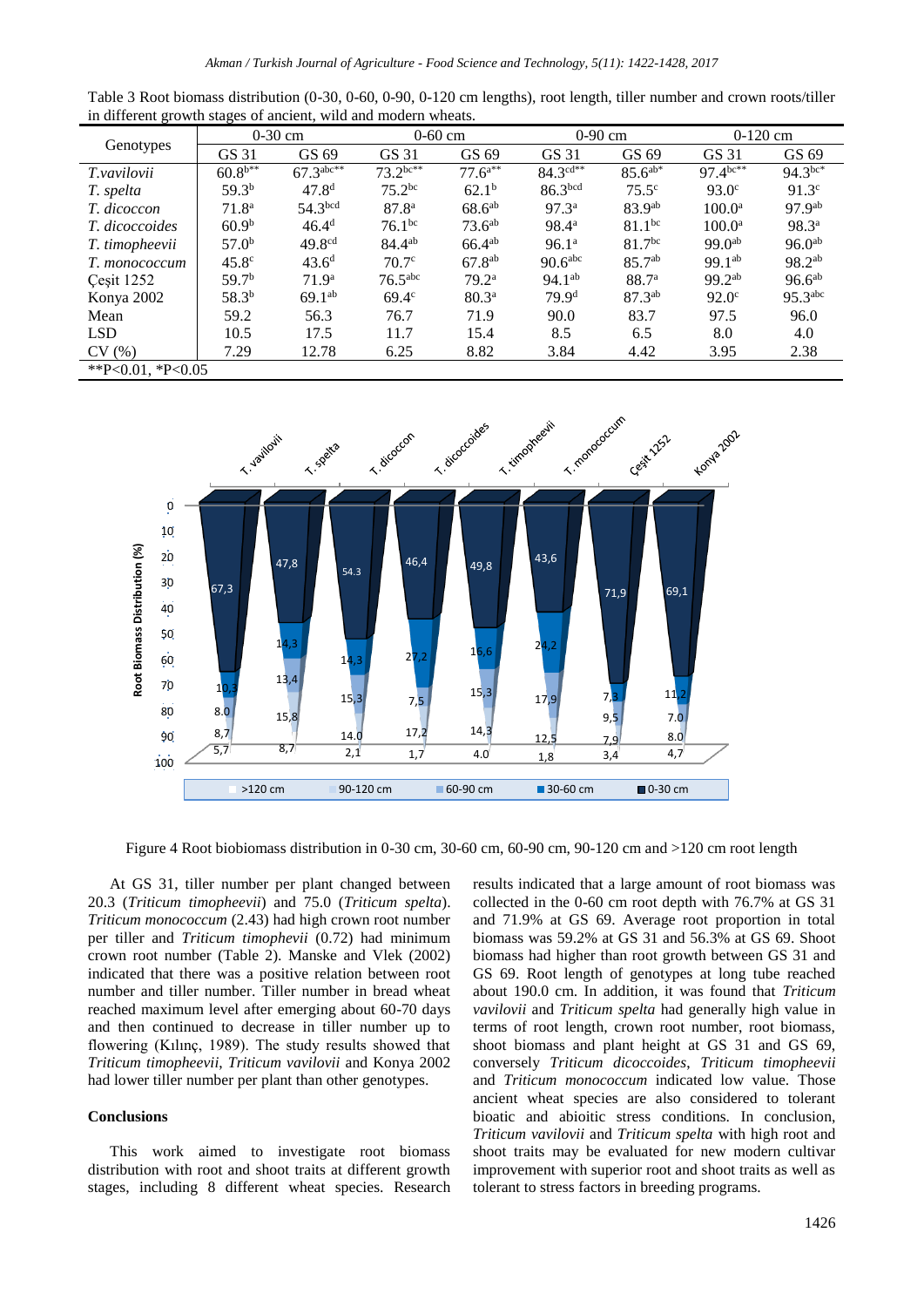Table 3 Root biomass distribution (0-30, 0-60, 0-90, 0-120 cm lengths), root length, tiller number and crown roots/tiller in different growth stages of ancient, wild and modern wheats.

| Genotypes | 0-30 cm | | 0-60 cm | | 0-90 cm | | 0-120 cm | |
|---|---|---|---|---|---|---|---|---|
| | GS 31 | GS 69 | GS 31 | GS 69 | GS 31 | GS 69 | GS 31 | GS 69 |
| *T.vavilovii* | 60.8$^{b**}$ | 67.3$^{abc**}$ | 73.2$^{bc**}$ | 77.6$^{a**}$ | 84.3$^{cd**}$ | 85.6$^{ab*}$ | 97.4$^{bc**}$ | 94.3$^{bc*}$ |
| *T. spelta* | 59.3$^{b}$ | 47.8$^{d}$ | 75.2$^{bc}$ | 62.1$^{b}$ | 86.3$^{bcd}$ | 75.5$^{c}$ | 93.0$^{c}$ | 91.3$^{c}$ |
| *T. dicoccon* | 71.8$^{a}$ | 54.3$^{bcd}$ | 87.8$^{a}$ | 68.6$^{ab}$ | 97.3$^{a}$ | 83.9$^{ab}$ | 100.0$^{a}$ | 97.9$^{ab}$ |
| *T. dicoccoides* | 60.9$^{b}$ | 46.4$^{d}$ | 76.1$^{bc}$ | 73.6$^{ab}$ | 98.4$^{a}$ | 81.1$^{bc}$ | 100.0$^{a}$ | 98.3$^{a}$ |
| *T. timopheevii* | 57.0$^{b}$ | 49.8$^{cd}$ | 84.4$^{ab}$ | 66.4$^{ab}$ | 96.1$^{a}$ | 81.7$^{bc}$ | 99.0$^{ab}$ | 96.0$^{ab}$ |
| *T. monococcum* | 45.8$^{c}$ | 43.6$^{d}$ | 70.7$^{c}$ | 67.8$^{ab}$ | 90.6$^{abc}$ | 85.7$^{ab}$ | 99.1$^{ab}$ | 98.2$^{ab}$ |
| Çeşit 1252 | 59.7$^{b}$ | 71.9$^{a}$ | 76.5$^{abc}$ | 79.2$^{a}$ | 94.1$^{ab}$ | 88.7$^{a}$ | 99.2$^{ab}$ | 96.6$^{ab}$ |
| Konya 2002 | 58.3$^{b}$ | 69.1$^{ab}$ | 69.4$^{c}$ | 80.3$^{a}$ | 79.9$^{d}$ | 87.3$^{ab}$ | 92.0$^{c}$ | 95.3$^{abc}$ |
| Mean | 59.2 | 56.3 | 76.7 | 71.9 | 90.0 | 83.7 | 97.5 | 96.0 |
| LSD | 10.5 | 17.5 | 11.7 | 15.4 | 8.5 | 6.5 | 8.0 | 4.0 |
| CV (%) | 7.29 | 12.78 | 6.25 | 8.82 | 3.84 | 4.42 | 3.95 | 2.38 |

**P<0.01, *P<0.05

Figure 4 Root biobiomass distribution in 0-30 cm, 30-60 cm, 60-90 cm, 90-120 cm and >120 cm root length

At GS 31, tiller number per plant changed between 20.3 (*Triticum timopheevii*) and 75.0 (*Triticum spelta*). *Triticum monococcum* (2.43) had high crown root number per tiller and *Triticum timophevii* (0.72) had minimum crown root number (Table 2). Manske and Vlek (2002) indicated that there was a positive relation between root number and tiller number. Tiller number in bread wheat reached maximum level after emerging about 60-70 days and then continued to decrease in tiller number up to flowering (Kılınç, 1989). The study results showed that *Triticum timopheevii*, *Triticum vavilovii* and Konya 2002 had lower tiller number per plant than other genotypes.

## Conclusions

This work aimed to investigate root biomass distribution with root and shoot traits at different growth stages, including 8 different wheat species. Research results indicated that a large amount of root biomass was collected in the 0-60 cm root depth with 76.7% at GS 31 and 71.9% at GS 69. Average root proportion in total biomass was 59.2% at GS 31 and 56.3% at GS 69. Shoot biomass had higher than root growth between GS 31 and GS 69. Root length of genotypes at long tube reached about 190.0 cm. In addition, it was found that *Triticum vavilovii* and *Triticum spelta* had generally high value in terms of root length, crown root number, root biomass, shoot biomass and plant height at GS 31 and GS 69, conversely *Triticum dicoccoides*, *Triticum timopheevii* and *Triticum monococcum* indicated low value. Those ancient wheat species are also considered to tolerant bioatic and abioitic stress conditions. In conclusion, *Triticum vavilovii* and *Triticum spelta* with high root and shoot traits may be evaluated for new modern cultivar improvement with superior root and shoot traits as well as tolerant to stress factors in breeding programs.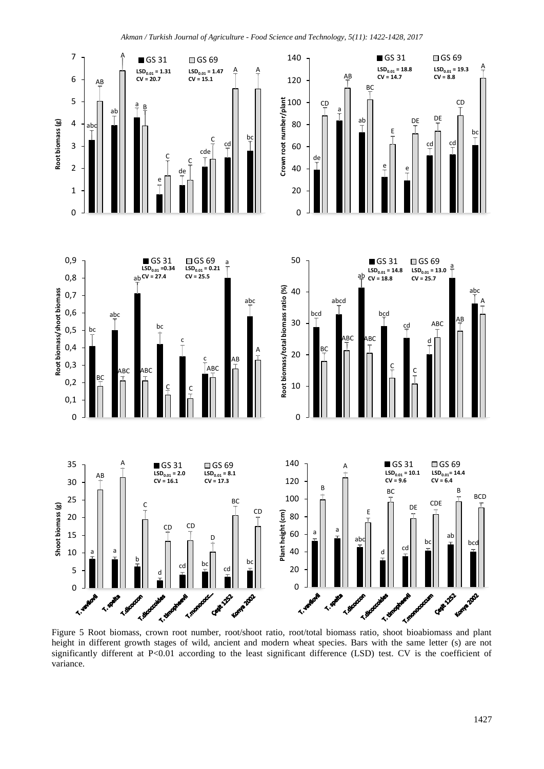Figure 5 Root biomass, crown root number, root/shoot ratio, root/total biomass ratio, shoot bioabiomass and plant height in different growth stages of wild, ancient and modern wheat species. Bars with the same letter (s) are not significantly different at P<0.01 according to the least significant difference (LSD) test. CV is the coefficient of variance.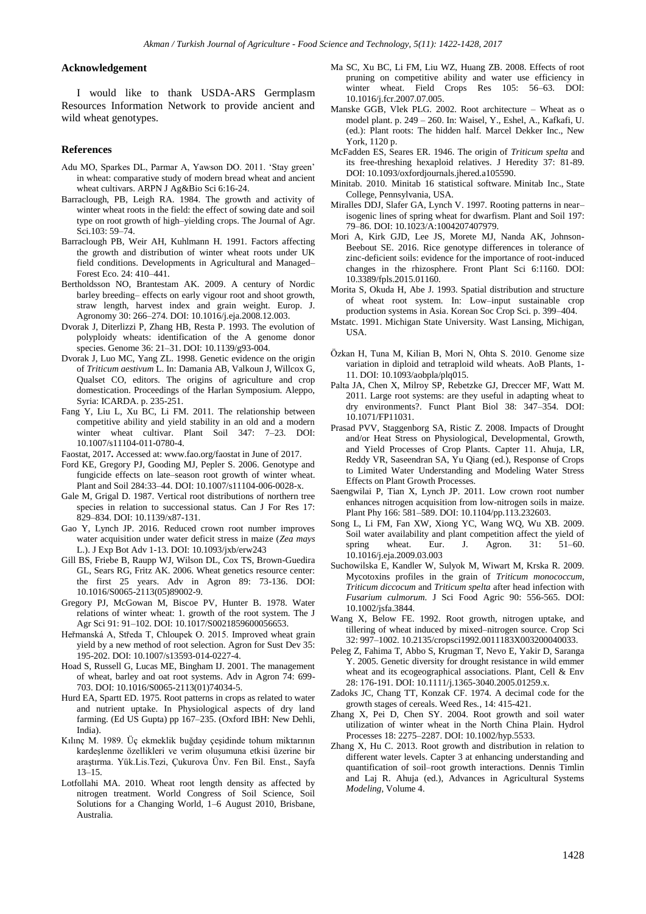## Acknowledgement

I would like to thank USDA-ARS Germplasm Resources Information Network to provide ancient and wild wheat genotypes.

## References

Adu MO, Sparkes DL, Parmar A, Yawson DO. 2011. 'Stay green' in wheat: comparative study of modern bread wheat and ancient wheat cultivars. ARPN J Ag&Bio Sci 6:16-24.

Barraclough, PB, Leigh RA. 1984. The growth and activity of winter wheat roots in the field: the effect of sowing date and soil type on root growth of high–yielding crops. The Journal of Agr. Sci.103: 59–74.

Barraclough PB, Weir AH, Kuhlmann H. 1991. Factors affecting the growth and distribution of winter wheat roots under UK field conditions. Developments in Agricultural and Managed–Forest Eco. 24: 410–441.

Bertholdsson NO, Brantestam AK. 2009. A century of Nordic barley breeding– effects on early vigour root and shoot growth, straw length, harvest index and grain weight. Europ. J. Agronomy 30: 266–274. DOI: 10.1016/j.eja.2008.12.003.

Dvorak J, Diterlizzi P, Zhang HB, Resta P. 1993. The evolution of polyploidy wheats: identification of the A genome donor species. Genome 36: 21–31. DOI: 10.1139/g93-004.

Dvorak J, Luo MC, Yang ZL. 1998. Genetic evidence on the origin of *Triticum aestivum* L. In: Damania AB, Valkoun J, Willcox G, Qualset CO, editors. The origins of agriculture and crop domestication. Proceedings of the Harlan Symposium. Aleppo, Syria: ICARDA. p. 235-251.

Fang Y, Liu L, Xu BC, Li FM. 2011. The relationship between competitive ability and yield stability in an old and a modern winter wheat cultivar. Plant Soil 347: 7–23. DOI: 10.1007/s11104-011-0780-4.

Faostat, 2017**.** Accessed at: www.fao.org/faostat in June of 2017.

Ford KE, Gregory PJ, Gooding MJ, Pepler S. 2006. Genotype and fungicide effects on late–season root growth of winter wheat. Plant and Soil 284:33–44. DOI: 10.1007/s11104-006-0028-x.

Gale M, Grigal D. 1987. Vertical root distributions of northern tree species in relation to successional status. Can J For Res 17: 829–834. DOI: 10.1139/x87-131.

Gao Y, Lynch JP. 2016. Reduced crown root number improves water acquisition under water deficit stress in maize (*Zea mays* L.). J Exp Bot Adv 1-13. DOI: 10.1093/jxb/erw243

Gill BS, Friebe B, Raupp WJ, Wilson DL, Cox TS, Brown-Guedira GL, Sears RG, Fritz AK. 2006. Wheat genetics resource center: the first 25 years. Adv in Agron 89: 73-136. DOI: 10.1016/S0065-2113(05)89002-9.

Gregory PJ, McGowan M, Biscoe PV, Hunter B. 1978. Water relations of winter wheat: 1. growth of the root system. The J Agr Sci 91: 91–102. DOI: 10.1017/S0021859600056653.

Heřmanská A, Středa T, Chloupek O. 2015. Improved wheat grain yield by a new method of root selection. Agron for Sust Dev 35: 195-202. DOI: 10.1007/s13593-014-0227-4.

Hoad S, Russell G, Lucas ME, Bingham IJ. 2001. The management of wheat, barley and oat root systems. Adv in Agron 74: 699-703. DOI: 10.1016/S0065-2113(01)74034-5.

Hurd EA, Spartt ED. 1975. Root patterns in crops as related to water and nutrient uptake. In Physiological aspects of dry land farming. (Ed US Gupta) pp 167–235. (Oxford IBH: New Dehli, India).

Kılınç M. 1989. Üç ekmeklik buğday çeşidinde tohum miktarının kardeşlenme özellikleri ve verim oluşumuna etkisi üzerine bir araştırma. Yük.Lis.Tezi, Çukurova Ünv. Fen Bil. Enst., Sayfa 13–15.

Lotfollahi MA. 2010. Wheat root length density as affected by nitrogen treatment. World Congress of Soil Science, Soil Solutions for a Changing World, 1–6 August 2010, Brisbane, Australia.

Ma SC, Xu BC, Li FM, Liu WZ, Huang ZB. 2008. Effects of root pruning on competitive ability and water use efficiency in winter wheat. Field Crops Res 105: 56–63. DOI: 10.1016/j.fcr.2007.07.005.

Manske GGB, Vlek PLG. 2002. Root architecture – Wheat as o model plant. p. 249 – 260. In: Waisel, Y., Eshel, A., Kafkafi, U. (ed.): Plant roots: The hidden half. Marcel Dekker Inc., New York, 1120 p.

McFadden ES, Seares ER. 1946. The origin of *Triticum spelta* and its free-threshing hexaploid relatives. J Heredity 37: 81-89. DOI: 10.1093/oxfordjournals.jhered.a105590.

Minitab. 2010. Minitab 16 statistical software. Minitab Inc., State College, Pennsylvania, USA.

Miralles DDJ, Slafer GA, Lynch V. 1997. Rooting patterns in near–isogenic lines of spring wheat for dwarfism. Plant and Soil 197: 79–86. DOI: 10.1023/A:1004207407979.

Mori A, Kirk GJD, Lee JS, Morete MJ, Nanda AK, Johnson-Beebout SE. 2016. Rice genotype differences in tolerance of zinc-deficient soils: evidence for the importance of root-induced changes in the rhizosphere. Front Plant Sci 6:1160. DOI: 10.3389/fpls.2015.01160.

Morita S, Okuda H, Abe J. 1993. Spatial distribution and structure of wheat root system. In: Low–input sustainable crop production systems in Asia. Korean Soc Crop Sci. p. 399–404.

Mstatc. 1991. Michigan State University. Wast Lansing, Michigan, USA.

Özkan H, Tuna M, Kilian B, Mori N, Ohta S. 2010. Genome size variation in diploid and tetraploid wild wheats. AoB Plants, 1-11. DOI: 10.1093/aobpla/plq015.

Palta JA, Chen X, Milroy SP, Rebetzke GJ, Dreccer MF, Watt M. 2011. Large root systems: are they useful in adapting wheat to dry environments?. Funct Plant Biol 38: 347–354. DOI: 10.1071/FP11031.

Prasad PVV, Staggenborg SA, Ristic Z. 2008. Impacts of Drought and/or Heat Stress on Physiological, Developmental, Growth, and Yield Processes of Crop Plants. Capter 11. Ahuja, LR, Reddy VR, Saseendran SA, Yu Qiang (ed.), Response of Crops to Limited Water Understanding and Modeling Water Stress Effects on Plant Growth Processes.

Saengwilai P, Tian X, Lynch JP. 2011. Low crown root number enhances nitrogen acquisition from low-nitrogen soils in maize. Plant Phy 166: 581–589. DOI: 10.1104/pp.113.232603.

Song L, Li FM, Fan XW, Xiong YC, Wang WQ, Wu XB. 2009. Soil water availability and plant competition affect the yield of spring wheat. Eur. J. Agron. 31: 51–60. 10.1016/j.eja.2009.03.003

Suchowilska E, Kandler W, Sulyok M, Wiwart M, Krska R. 2009. Mycotoxins profiles in the grain of *Triticum monococcum*, *Triticum diccocum* and *Triticum spelta* after head infection with *Fusarium culmorum*. J Sci Food Agric 90: 556-565. DOI: 10.1002/jsfa.3844.

Wang X, Below FE. 1992. Root growth, nitrogen uptake, and tillering of wheat induced by mixed–nitrogen source. Crop Sci 32: 997–1002. 10.2135/cropsci1992.0011183X003200040033.

Peleg Z, Fahima T, Abbo S, Krugman T, Nevo E, Yakir D, Saranga Y. 2005. Genetic diversity for drought resistance in wild emmer wheat and its ecogeographical associations. Plant, Cell & Env 28: 176-191. DOI: 10.1111/j.1365-3040.2005.01259.x.

Zadoks JC, Chang TT, Konzak CF. 1974. A decimal code for the growth stages of cereals. Weed Res., 14: 415-421.

Zhang X, Pei D, Chen SY. 2004. Root growth and soil water utilization of winter wheat in the North China Plain. Hydrol Processes 18: 2275–2287. DOI: 10.1002/hyp.5533.

Zhang X, Hu C. 2013. Root growth and distribution in relation to different water levels. Capter 3 at enhancing understanding and quantification of soil–root growth interactions. Dennis Timlin and Laj R. Ahuja (ed.), Advances in Agricultural Systems *Modeling*, Volume 4.